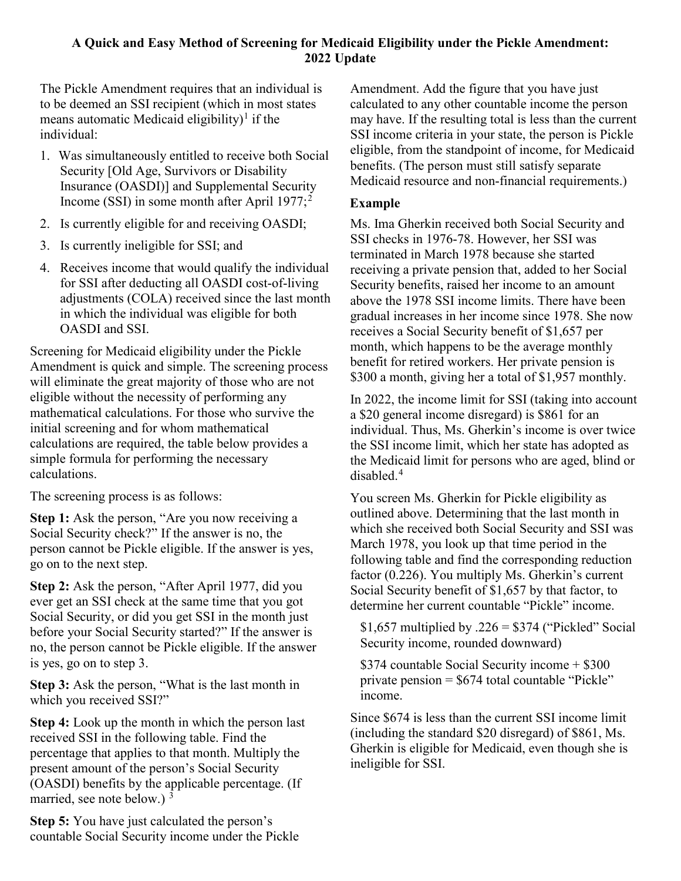# A Quick and Easy Method of Screening for Medicaid Eligibility under the Pickle Amendment: 2022 Update

The Pickle Amendment requires that an individual is to be deemed an SSI recipient (which in most states means automatic Medicaid eligibility)[1] if the individual:

1. Was simultaneously entitled to receive both Social Security [Old Age, Survivors or Disability Insurance (OASDI)] and Supplemental Security Income (SSI) in some month after April 1977;[2]
2. Is currently eligible for and receiving OASDI;
3. Is currently ineligible for SSI; and
4. Receives income that would qualify the individual for SSI after deducting all OASDI cost-of-living adjustments (COLA) received since the last month in which the individual was eligible for both OASDI and SSI.

Screening for Medicaid eligibility under the Pickle Amendment is quick and simple. The screening process will eliminate the great majority of those who are not eligible without the necessity of performing any mathematical calculations. For those who survive the initial screening and for whom mathematical calculations are required, the table below provides a simple formula for performing the necessary calculations.

The screening process is as follows:

**Step 1:** Ask the person, "Are you now receiving a Social Security check?" If the answer is no, the person cannot be Pickle eligible. If the answer is yes, go on to the next step.

**Step 2:** Ask the person, "After April 1977, did you ever get an SSI check at the same time that you got Social Security, or did you get SSI in the month just before your Social Security started?" If the answer is no, the person cannot be Pickle eligible. If the answer is yes, go on to step 3.

**Step 3:** Ask the person, "What is the last month in which you received SSI?"

**Step 4:** Look up the month in which the person last received SSI in the following table. Find the percentage that applies to that month. Multiply the present amount of the person's Social Security (OASDI) benefits by the applicable percentage. (If married, see note below.) [3]

**Step 5:** You have just calculated the person's countable Social Security income under the Pickle Amendment. Add the figure that you have just calculated to any other countable income the person may have. If the resulting total is less than the current SSI income criteria in your state, the person is Pickle eligible, from the standpoint of income, for Medicaid benefits. (The person must still satisfy separate Medicaid resource and non-financial requirements.)

## Example

Ms. Ima Gherkin received both Social Security and SSI checks in 1976-78. However, her SSI was terminated in March 1978 because she started receiving a private pension that, added to her Social Security benefits, raised her income to an amount above the 1978 SSI income limits. There have been gradual increases in her income since 1978. She now receives a Social Security benefit of $1,657 per month, which happens to be the average monthly benefit for retired workers. Her private pension is $300 a month, giving her a total of $1,957 monthly.

In 2022, the income limit for SSI (taking into account a $20 general income disregard) is $861 for an individual. Thus, Ms. Gherkin's income is over twice the SSI income limit, which her state has adopted as the Medicaid limit for persons who are aged, blind or disabled.[4]

You screen Ms. Gherkin for Pickle eligibility as outlined above. Determining that the last month in which she received both Social Security and SSI was March 1978, you look up that time period in the following table and find the corresponding reduction factor (0.226). You multiply Ms. Gherkin's current Social Security benefit of $1,657 by that factor, to determine her current countable "Pickle" income.

> $1,657 multiplied by .226 = $374 ("Pickled" Social Security income, rounded downward)
>
> $374 countable Social Security income + $300 private pension = $674 total countable "Pickle" income.

Since $674 is less than the current SSI income limit (including the standard $20 disregard) of $861, Ms. Gherkin is eligible for Medicaid, even though she is ineligible for SSI.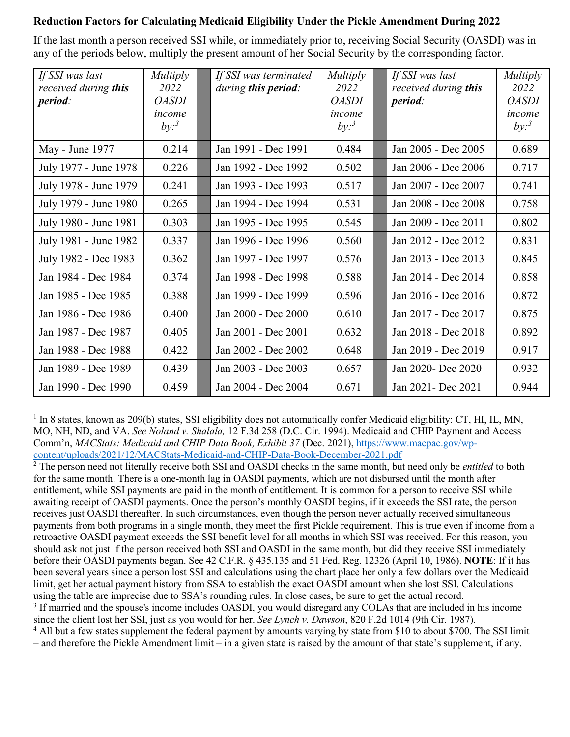**Reduction Factors for Calculating Medicaid Eligibility Under the Pickle Amendment During 2022**

If the last month a person received SSI while, or immediately prior to, receiving Social Security (OASDI) was in any of the periods below, multiply the present amount of her Social Security by the corresponding factor.

| *If SSI was last received during **this period**:* | *Multiply 2022 OASDI income by:*[3] | | *If SSI was terminated during **this period**:* | *Multiply 2022 OASDI income by:*[3] | | *If SSI was last received during **this period**:* | *Multiply 2022 OASDI income by:*[3] |
|---|---|---|---|---|---|---|---|
| May - June 1977 | 0.214 | | Jan 1991 - Dec 1991 | 0.484 | | Jan 2005 - Dec 2005 | 0.689 |
| July 1977 - June 1978 | 0.226 | | Jan 1992 - Dec 1992 | 0.502 | | Jan 2006 - Dec 2006 | 0.717 |
| July 1978 - June 1979 | 0.241 | | Jan 1993 - Dec 1993 | 0.517 | | Jan 2007 - Dec 2007 | 0.741 |
| July 1979 - June 1980 | 0.265 | | Jan 1994 - Dec 1994 | 0.531 | | Jan 2008 - Dec 2008 | 0.758 |
| July 1980 - June 1981 | 0.303 | | Jan 1995 - Dec 1995 | 0.545 | | Jan 2009 - Dec 2011 | 0.802 |
| July 1981 - June 1982 | 0.337 | | Jan 1996 - Dec 1996 | 0.560 | | Jan 2012 - Dec 2012 | 0.831 |
| July 1982 - Dec 1983 | 0.362 | | Jan 1997 - Dec 1997 | 0.576 | | Jan 2013 - Dec 2013 | 0.845 |
| Jan 1984 - Dec 1984 | 0.374 | | Jan 1998 - Dec 1998 | 0.588 | | Jan 2014 - Dec 2014 | 0.858 |
| Jan 1985 - Dec 1985 | 0.388 | | Jan 1999 - Dec 1999 | 0.596 | | Jan 2016 - Dec 2016 | 0.872 |
| Jan 1986 - Dec 1986 | 0.400 | | Jan 2000 - Dec 2000 | 0.610 | | Jan 2017 - Dec 2017 | 0.875 |
| Jan 1987 - Dec 1987 | 0.405 | | Jan 2001 - Dec 2001 | 0.632 | | Jan 2018 - Dec 2018 | 0.892 |
| Jan 1988 - Dec 1988 | 0.422 | | Jan 2002 - Dec 2002 | 0.648 | | Jan 2019 - Dec 2019 | 0.917 |
| Jan 1989 - Dec 1989 | 0.439 | | Jan 2003 - Dec 2003 | 0.657 | | Jan 2020- Dec 2020 | 0.932 |
| Jan 1990 - Dec 1990 | 0.459 | | Jan 2004 - Dec 2004 | 0.671 | | Jan 2021- Dec 2021 | 0.944 |

[1] In 8 states, known as 209(b) states, SSI eligibility does not automatically confer Medicaid eligibility: CT, HI, IL, MN, MO, NH, ND, and VA. *See Noland v. Shalala,* 12 F.3d 258 (D.C. Cir. 1994). Medicaid and CHIP Payment and Access Comm'n, *MACStats: Medicaid and CHIP Data Book, Exhibit 37* (Dec. 2021), https://www.macpac.gov/wp-content/uploads/2021/12/MACStats-Medicaid-and-CHIP-Data-Book-December-2021.pdf

[2] The person need not literally receive both SSI and OASDI checks in the same month, but need only be *entitled* to both for the same month. There is a one-month lag in OASDI payments, which are not disbursed until the month after entitlement, while SSI payments are paid in the month of entitlement. It is common for a person to receive SSI while awaiting receipt of OASDI payments. Once the person's monthly OASDI begins, if it exceeds the SSI rate, the person receives just OASDI thereafter. In such circumstances, even though the person never actually received simultaneous payments from both programs in a single month, they meet the first Pickle requirement. This is true even if income from a retroactive OASDI payment exceeds the SSI benefit level for all months in which SSI was received. For this reason, you should ask not just if the person received both SSI and OASDI in the same month, but did they receive SSI immediately before their OASDI payments began. See 42 C.F.R. § 435.135 and 51 Fed. Reg. 12326 (April 10, 1986). **NOTE**: If it has been several years since a person lost SSI and calculations using the chart place her only a few dollars over the Medicaid limit, get her actual payment history from SSA to establish the exact OASDI amount when she lost SSI. Calculations using the table are imprecise due to SSA's rounding rules. In close cases, be sure to get the actual record.

[3] If married and the spouse's income includes OASDI, you would disregard any COLAs that are included in his income since the client lost her SSI, just as you would for her. *See Lynch v. Dawson*, 820 F.2d 1014 (9th Cir. 1987).

[4] All but a few states supplement the federal payment by amounts varying by state from $10 to about $700. The SSI limit – and therefore the Pickle Amendment limit – in a given state is raised by the amount of that state's supplement, if any.